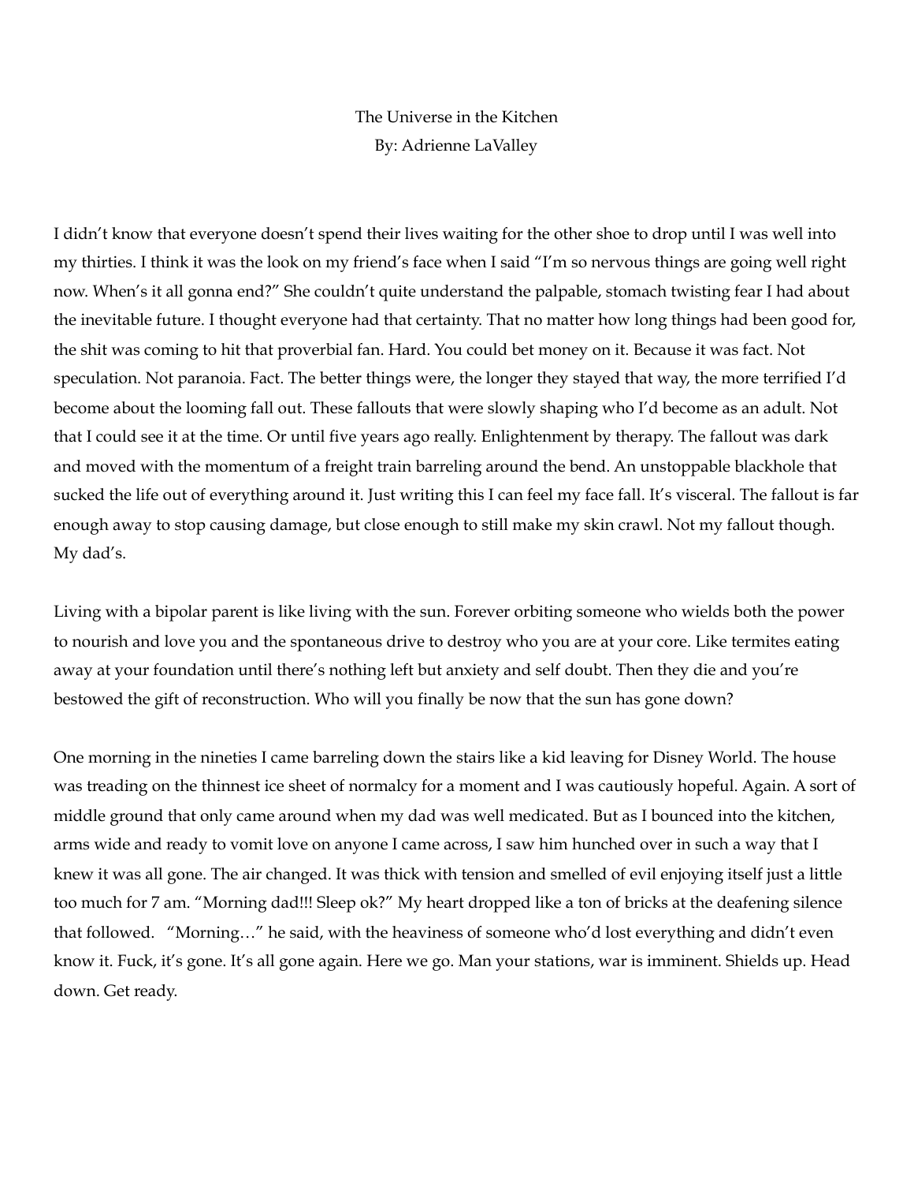# The Universe in the Kitchen

By: Adrienne LaValley

I didn't know that everyone doesn't spend their lives waiting for the other shoe to drop until I was well into my thirties. I think it was the look on my friend's face when I said "I'm so nervous things are going well right now. When's it all gonna end?" She couldn't quite understand the palpable, stomach twisting fear I had about the inevitable future. I thought everyone had that certainty. That no matter how long things had been good for, the shit was coming to hit that proverbial fan. Hard. You could bet money on it. Because it was fact. Not speculation. Not paranoia. Fact. The better things were, the longer they stayed that way, the more terrified I'd become about the looming fall out. These fallouts that were slowly shaping who I'd become as an adult. Not that I could see it at the time. Or until five years ago really. Enlightenment by therapy. The fallout was dark and moved with the momentum of a freight train barreling around the bend. An unstoppable blackhole that sucked the life out of everything around it. Just writing this I can feel my face fall. It's visceral. The fallout is far enough away to stop causing damage, but close enough to still make my skin crawl. Not my fallout though. My dad's.

Living with a bipolar parent is like living with the sun. Forever orbiting someone who wields both the power to nourish and love you and the spontaneous drive to destroy who you are at your core. Like termites eating away at your foundation until there's nothing left but anxiety and self doubt. Then they die and you're bestowed the gift of reconstruction. Who will you finally be now that the sun has gone down?

One morning in the nineties I came barreling down the stairs like a kid leaving for Disney World. The house was treading on the thinnest ice sheet of normalcy for a moment and I was cautiously hopeful. Again. A sort of middle ground that only came around when my dad was well medicated. But as I bounced into the kitchen, arms wide and ready to vomit love on anyone I came across, I saw him hunched over in such a way that I knew it was all gone. The air changed. It was thick with tension and smelled of evil enjoying itself just a little too much for 7 am. "Morning dad!!! Sleep ok?" My heart dropped like a ton of bricks at the deafening silence that followed. "Morning…" he said, with the heaviness of someone who'd lost everything and didn't even know it. Fuck, it's gone. It's all gone again. Here we go. Man your stations, war is imminent. Shields up. Head down. Get ready.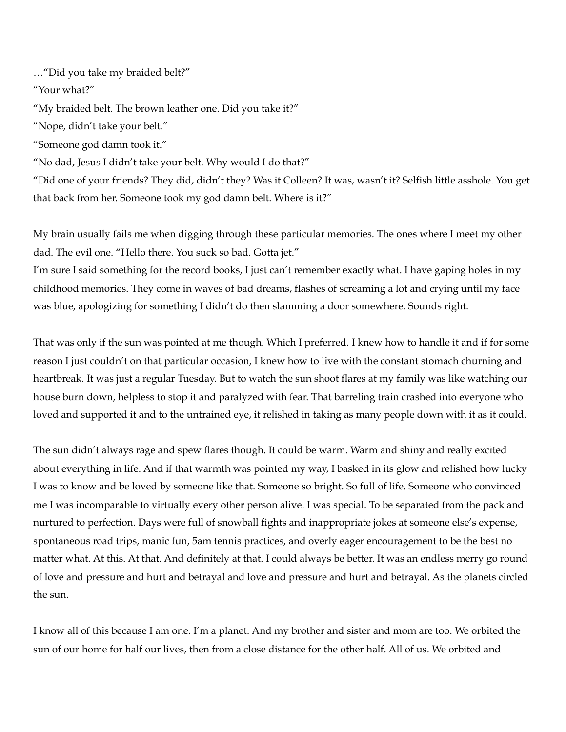…"Did you take my braided belt?"

"Your what?"

"My braided belt. The brown leather one. Did you take it?"

"Nope, didn't take your belt."

"Someone god damn took it."

"No dad, Jesus I didn't take your belt. Why would I do that?"

"Did one of your friends? They did, didn't they? Was it Colleen? It was, wasn't it? Selfish little asshole. You get that back from her. Someone took my god damn belt. Where is it?"

My brain usually fails me when digging through these particular memories. The ones where I meet my other dad. The evil one. "Hello there. You suck so bad. Gotta jet."

I'm sure I said something for the record books, I just can't remember exactly what. I have gaping holes in my childhood memories. They come in waves of bad dreams, flashes of screaming a lot and crying until my face was blue, apologizing for something I didn't do then slamming a door somewhere. Sounds right.

That was only if the sun was pointed at me though. Which I preferred. I knew how to handle it and if for some reason I just couldn't on that particular occasion, I knew how to live with the constant stomach churning and heartbreak. It was just a regular Tuesday. But to watch the sun shoot flares at my family was like watching our house burn down, helpless to stop it and paralyzed with fear. That barreling train crashed into everyone who loved and supported it and to the untrained eye, it relished in taking as many people down with it as it could.

The sun didn't always rage and spew flares though. It could be warm. Warm and shiny and really excited about everything in life. And if that warmth was pointed my way, I basked in its glow and relished how lucky I was to know and be loved by someone like that. Someone so bright. So full of life. Someone who convinced me I was incomparable to virtually every other person alive. I was special. To be separated from the pack and nurtured to perfection. Days were full of snowball fights and inappropriate jokes at someone else's expense, spontaneous road trips, manic fun, 5am tennis practices, and overly eager encouragement to be the best no matter what. At this. At that. And definitely at that. I could always be better. It was an endless merry go round of love and pressure and hurt and betrayal and love and pressure and hurt and betrayal. As the planets circled the sun.

I know all of this because I am one. I'm a planet. And my brother and sister and mom are too. We orbited the sun of our home for half our lives, then from a close distance for the other half. All of us. We orbited and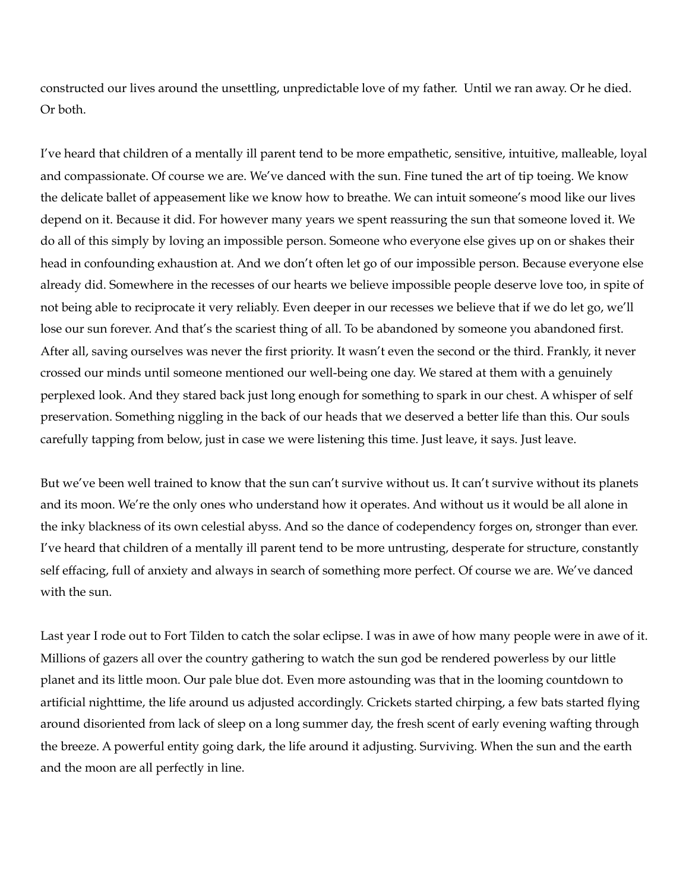constructed our lives around the unsettling, unpredictable love of my father.  Until we ran away. Or he died. Or both.

I've heard that children of a mentally ill parent tend to be more empathetic, sensitive, intuitive, malleable, loyal and compassionate. Of course we are. We've danced with the sun. Fine tuned the art of tip toeing. We know the delicate ballet of appeasement like we know how to breathe. We can intuit someone's mood like our lives depend on it. Because it did. For however many years we spent reassuring the sun that someone loved it. We do all of this simply by loving an impossible person. Someone who everyone else gives up on or shakes their head in confounding exhaustion at. And we don't often let go of our impossible person. Because everyone else already did. Somewhere in the recesses of our hearts we believe impossible people deserve love too, in spite of not being able to reciprocate it very reliably. Even deeper in our recesses we believe that if we do let go, we'll lose our sun forever. And that's the scariest thing of all. To be abandoned by someone you abandoned first. After all, saving ourselves was never the first priority. It wasn't even the second or the third. Frankly, it never crossed our minds until someone mentioned our well-being one day. We stared at them with a genuinely perplexed look. And they stared back just long enough for something to spark in our chest. A whisper of self preservation. Something niggling in the back of our heads that we deserved a better life than this. Our souls carefully tapping from below, just in case we were listening this time. Just leave, it says. Just leave.

But we've been well trained to know that the sun can't survive without us. It can't survive without its planets and its moon. We're the only ones who understand how it operates. And without us it would be all alone in the inky blackness of its own celestial abyss. And so the dance of codependency forges on, stronger than ever. I've heard that children of a mentally ill parent tend to be more untrusting, desperate for structure, constantly self effacing, full of anxiety and always in search of something more perfect. Of course we are. We've danced with the sun.

Last year I rode out to Fort Tilden to catch the solar eclipse. I was in awe of how many people were in awe of it. Millions of gazers all over the country gathering to watch the sun god be rendered powerless by our little planet and its little moon. Our pale blue dot. Even more astounding was that in the looming countdown to artificial nighttime, the life around us adjusted accordingly. Crickets started chirping, a few bats started flying around disoriented from lack of sleep on a long summer day, the fresh scent of early evening wafting through the breeze. A powerful entity going dark, the life around it adjusting. Surviving. When the sun and the earth and the moon are all perfectly in line.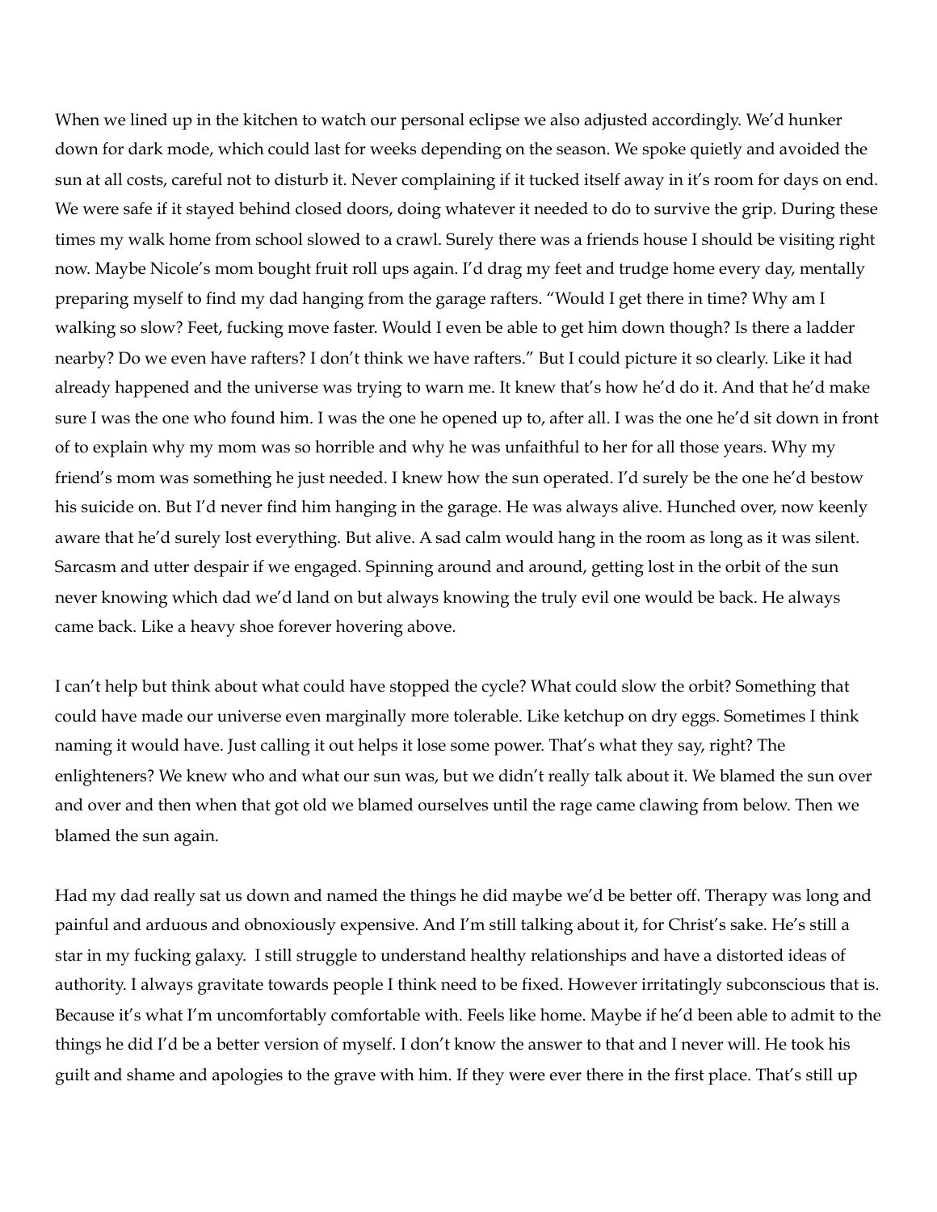When we lined up in the kitchen to watch our personal eclipse we also adjusted accordingly. We'd hunker down for dark mode, which could last for weeks depending on the season. We spoke quietly and avoided the sun at all costs, careful not to disturb it. Never complaining if it tucked itself away in it's room for days on end. We were safe if it stayed behind closed doors, doing whatever it needed to do to survive the grip. During these times my walk home from school slowed to a crawl. Surely there was a friends house I should be visiting right now. Maybe Nicole's mom bought fruit roll ups again. I'd drag my feet and trudge home every day, mentally preparing myself to find my dad hanging from the garage rafters. "Would I get there in time? Why am I walking so slow? Feet, fucking move faster. Would I even be able to get him down though? Is there a ladder nearby? Do we even have rafters? I don't think we have rafters." But I could picture it so clearly. Like it had already happened and the universe was trying to warn me. It knew that's how he'd do it. And that he'd make sure I was the one who found him. I was the one he opened up to, after all. I was the one he'd sit down in front of to explain why my mom was so horrible and why he was unfaithful to her for all those years. Why my friend's mom was something he just needed. I knew how the sun operated. I'd surely be the one he'd bestow his suicide on. But I'd never find him hanging in the garage. He was always alive. Hunched over, now keenly aware that he'd surely lost everything. But alive. A sad calm would hang in the room as long as it was silent. Sarcasm and utter despair if we engaged. Spinning around and around, getting lost in the orbit of the sun never knowing which dad we'd land on but always knowing the truly evil one would be back. He always came back. Like a heavy shoe forever hovering above.

I can't help but think about what could have stopped the cycle? What could slow the orbit? Something that could have made our universe even marginally more tolerable. Like ketchup on dry eggs. Sometimes I think naming it would have. Just calling it out helps it lose some power. That's what they say, right? The enlighteners? We knew who and what our sun was, but we didn't really talk about it. We blamed the sun over and over and then when that got old we blamed ourselves until the rage came clawing from below. Then we blamed the sun again.

Had my dad really sat us down and named the things he did maybe we'd be better off. Therapy was long and painful and arduous and obnoxiously expensive. And I'm still talking about it, for Christ's sake. He's still a star in my fucking galaxy. I still struggle to understand healthy relationships and have a distorted ideas of authority. I always gravitate towards people I think need to be fixed. However irritatingly subconscious that is. Because it's what I'm uncomfortably comfortable with. Feels like home. Maybe if he'd been able to admit to the things he did I'd be a better version of myself. I don't know the answer to that and I never will. He took his guilt and shame and apologies to the grave with him. If they were ever there in the first place. That's still up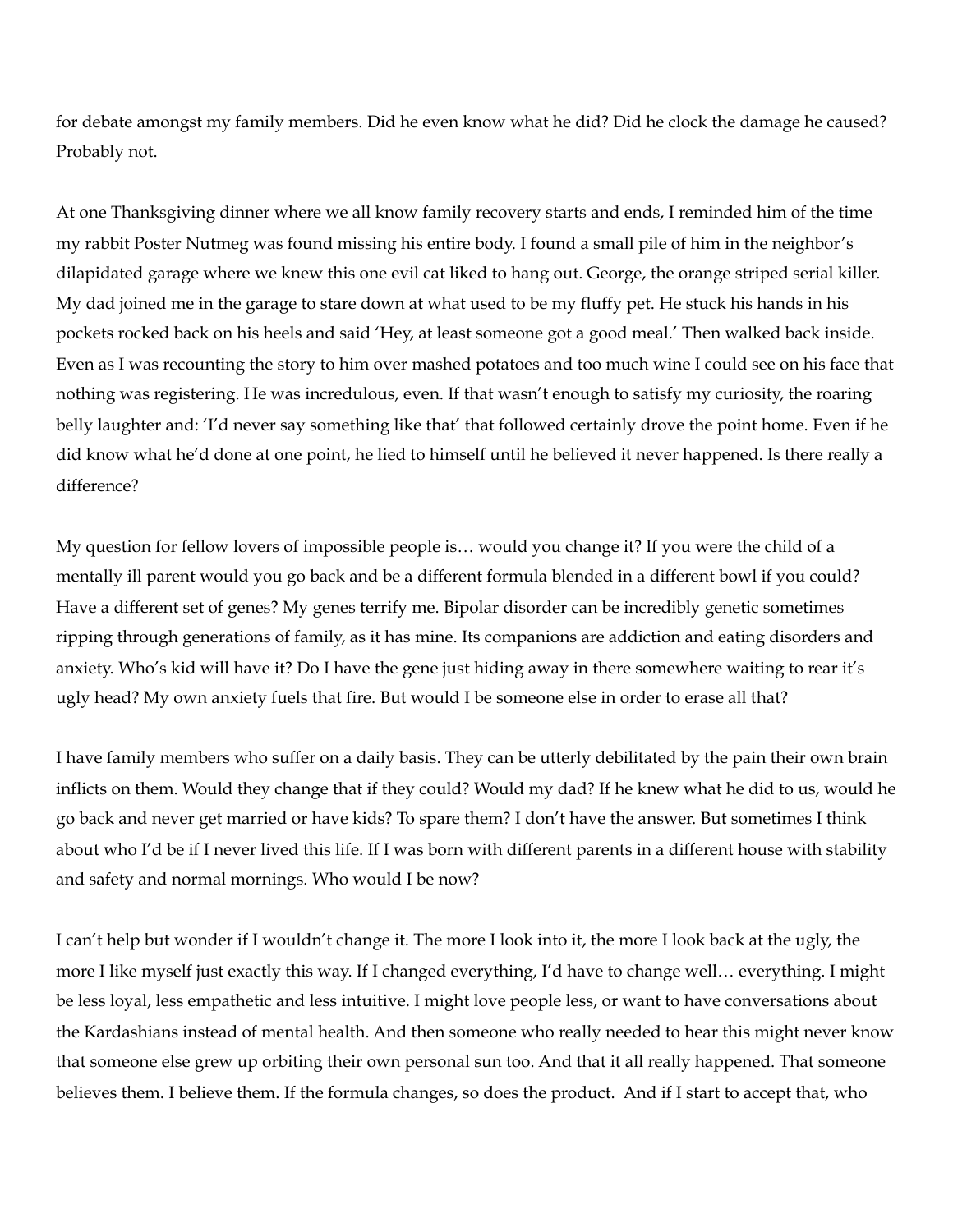for debate amongst my family members. Did he even know what he did? Did he clock the damage he caused? Probably not.

At one Thanksgiving dinner where we all know family recovery starts and ends, I reminded him of the time my rabbit Poster Nutmeg was found missing his entire body. I found a small pile of him in the neighbor's dilapidated garage where we knew this one evil cat liked to hang out. George, the orange striped serial killer. My dad joined me in the garage to stare down at what used to be my fluffy pet. He stuck his hands in his pockets rocked back on his heels and said 'Hey, at least someone got a good meal.' Then walked back inside. Even as I was recounting the story to him over mashed potatoes and too much wine I could see on his face that nothing was registering. He was incredulous, even. If that wasn't enough to satisfy my curiosity, the roaring belly laughter and: 'I'd never say something like that' that followed certainly drove the point home. Even if he did know what he'd done at one point, he lied to himself until he believed it never happened. Is there really a difference?

My question for fellow lovers of impossible people is… would you change it? If you were the child of a mentally ill parent would you go back and be a different formula blended in a different bowl if you could? Have a different set of genes? My genes terrify me. Bipolar disorder can be incredibly genetic sometimes ripping through generations of family, as it has mine. Its companions are addiction and eating disorders and anxiety. Who's kid will have it? Do I have the gene just hiding away in there somewhere waiting to rear it's ugly head? My own anxiety fuels that fire. But would I be someone else in order to erase all that?

I have family members who suffer on a daily basis. They can be utterly debilitated by the pain their own brain inflicts on them. Would they change that if they could? Would my dad? If he knew what he did to us, would he go back and never get married or have kids? To spare them? I don't have the answer. But sometimes I think about who I'd be if I never lived this life. If I was born with different parents in a different house with stability and safety and normal mornings. Who would I be now?

I can't help but wonder if I wouldn't change it. The more I look into it, the more I look back at the ugly, the more I like myself just exactly this way. If I changed everything, I'd have to change well… everything. I might be less loyal, less empathetic and less intuitive. I might love people less, or want to have conversations about the Kardashians instead of mental health. And then someone who really needed to hear this might never know that someone else grew up orbiting their own personal sun too. And that it all really happened. That someone believes them. I believe them. If the formula changes, so does the product. And if I start to accept that, who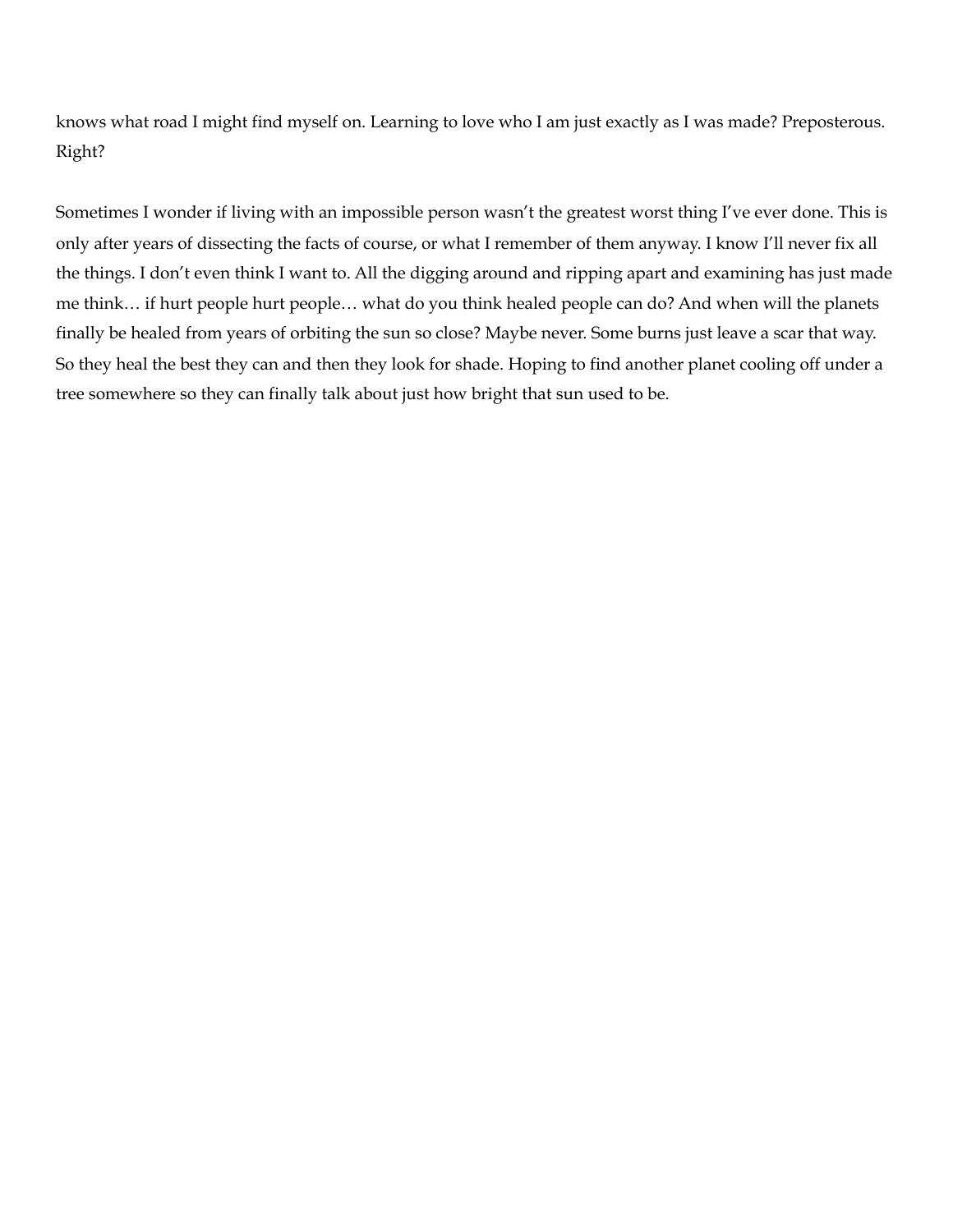knows what road I might find myself on. Learning to love who I am just exactly as I was made? Preposterous. Right?

Sometimes I wonder if living with an impossible person wasn't the greatest worst thing I've ever done. This is only after years of dissecting the facts of course, or what I remember of them anyway. I know I'll never fix all the things. I don't even think I want to. All the digging around and ripping apart and examining has just made me think… if hurt people hurt people… what do you think healed people can do? And when will the planets finally be healed from years of orbiting the sun so close? Maybe never. Some burns just leave a scar that way. So they heal the best they can and then they look for shade. Hoping to find another planet cooling off under a tree somewhere so they can finally talk about just how bright that sun used to be.